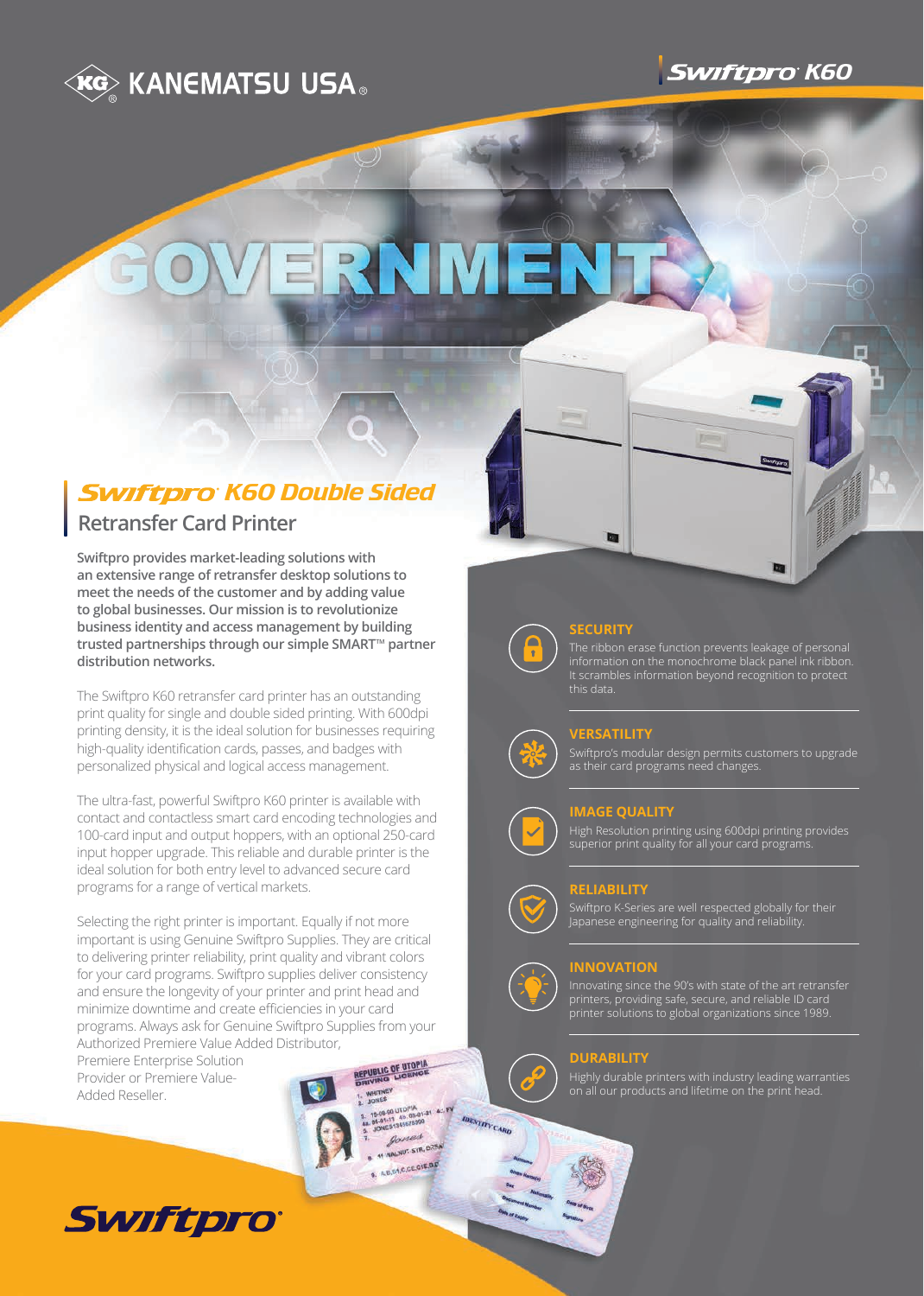KANEMATSU USA

Swiftpro K60

# GOVERNMENT

## Swiftpro K60 Double Sided

### Retransfer Card Printer

**Swiftpro provides market-leading solutions with an extensive range of retransfer desktop solutions to meet the needs of the customer and by adding value to global businesses. Our mission is to revolutionize business identity and access management by building trusted partnerships through our simple SMART™ partner distribution networks.**

The Swiftpro K60 retransfer card printer has an outstanding print quality for single and double sided printing. With 600dpi printing density, it is the ideal solution for businesses requiring high-quality identification cards, passes, and badges with personalized physical and logical access management.

The ultra-fast, powerful Swiftpro K60 printer is available with contact and contactless smart card encoding technologies and 100-card input and output hoppers, with an optional 250-card input hopper upgrade. This reliable and durable printer is the ideal solution for both entry level to advanced secure card programs for a range of vertical markets.

Selecting the right printer is important. Equally if not more important is using Genuine Swiftpro Supplies. They are critical to delivering printer reliability, print quality and vibrant colors for your card programs. Swiftpro supplies deliver consistency and ensure the longevity of your printer and print head and minimize downtime and create efficiencies in your card programs. Always ask for Genuine Swiftpro Supplies from your Authorized Premiere Value Added Distributor, Premiere Enterprise Solution Provider or Premiere Value-Added Reseller.

#### SECURITY

The ribbon erase function prevents leakage of personal information on the monochrome black panel ink ribbon. It scrambles information beyond recognition to protect this data.

#### VERSATILITY

Swiftpro's modular design permits customers to upgrade as their card programs need changes.

#### IMAGE QUALITY

High Resolution printing using 600dpi printing provides superior print quality for all your card programs.

#### RELIABILITY

Swiftpro K-Series are well respected globally for their Japanese engineering for quality and reliability.

#### INNOVATION

Innovating since the 90's with state of the art retransfer printers, providing safe, secure, and reliable ID card printer solutions to global organizations since 1989.

#### DURABILITY

Highly durable printers with industry leading warranties on all our products and lifetime on the print head.

Swiftpro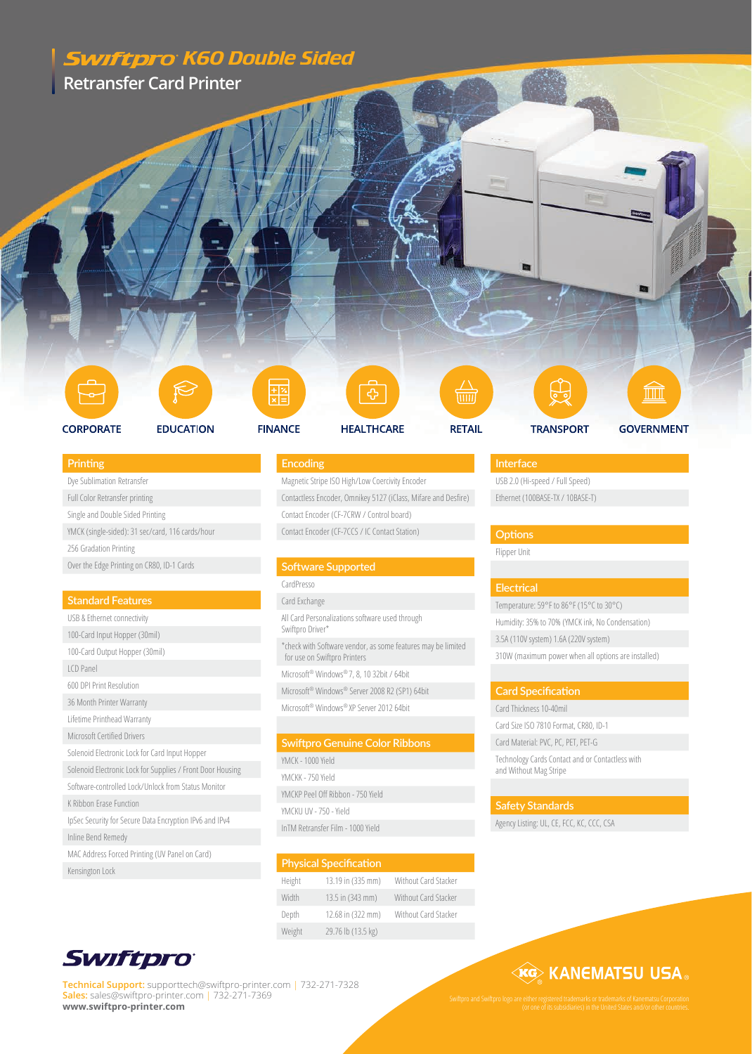# Swiftpro K60 Double Sided

## Retransfer Card Printer

CORPORATE

EDUCATION

FINANCE

HEALTHCARE

RETAIL

TRANSPORT

GOVERNMENT

## Printing

- Dye Sublimation Retransfer
- Full Color Retransfer printing
- Single and Double Sided Printing
- YMCK (single-sided): 31 sec/card, 116 cards/hour
- 256 Gradation Printing
- Over the Edge Printing on CR80, ID-1 Cards

## Standard Features

- USB & Ethernet connectivity
- 100-Card Input Hopper (30mil)
- 100-Card Output Hopper (30mil)
- LCD Panel
- 600 DPI Print Resolution
- 36 Month Printer Warranty
- Lifetime Printhead Warranty
- Microsoft Certified Drivers
- Solenoid Electronic Lock for Card Input Hopper
- Solenoid Electronic Lock for Supplies / Front Door Housing
- Software-controlled Lock/Unlock from Status Monitor
- K Ribbon Erase Function
- IpSec Security for Secure Data Encryption IPv6 and IPv4
- Inline Bend Remedy
- MAC Address Forced Printing (UV Panel on Card)
- Kensington Lock

## Encoding

- Magnetic Stripe ISO High/Low Coercivity Encoder
- Contactless Encoder, Omnikey 5127 (iClass, Mifare and Desfire)
- Contact Encoder (CF-7CRW / Control board)
- Contact Encoder (CF-7CCS / IC Contact Station)

## Software Supported

- CardPresso
- Card Exchange
- All Card Personalizations software used through Swiftpro Driver*
- *check with Software vendor, as some features may be limited for use on Swiftpro Printers
- Microsoft® Windows® 7, 8, 10 32bit / 64bit
- Microsoft® Windows® Server 2008 R2 (SP1) 64bit
- Microsoft® Windows® XP Server 2012 64bit

## Swiftpro Genuine Color Ribbons

- YMCK - 1000 Yield
- YMCKK - 750 Yield
- YMCKP Peel Off Ribbon - 750 Yield
- YMCKU UV - 750 - Yield
- InTM Retransfer Film - 1000 Yield

## Physical Specification

| | | |
|---|---|---|
| Height | 13.19 in (335 mm) | Without Card Stacker |
| Width | 13.5 in (343 mm) | Without Card Stacker |
| Depth | 12.68 in (322 mm) | Without Card Stacker |
| Weight | 29.76 lb (13.5 kg) | |

## Interface

- USB 2.0 (Hi-speed / Full Speed)
- Ethernet (100BASE-TX / 10BASE-T)

## Options

- Flipper Unit

## Electrical

- Temperature: 59°F to 86°F (15°C to 30°C)
- Humidity: 35% to 70% (YMCK ink, No Condensation)
- 3.5A (110V system) 1.6A (220V system)
- 310W (maximum power when all options are installed)

## Card Specification

- Card Thickness 10-40mil
- Card Size ISO 7810 Format, CR80, ID-1
- Card Material: PVC, PC, PET, PET-G
- Technology Cards Contact and or Contactless with and Without Mag Stripe

## Safety Standards

- Agency Listing: UL, CE, FCC, KC, CCC, CSA

**Swiftpro**

**Technical Support:** supporttech@swiftpro-printer.com | 732-271-7328
**Sales:** sales@swiftpro-printer.com | 732-271-7369
**www.swiftpro-printer.com**

KANEMATSU USA

Swiftpro and Swiftpro logo are either registered trademarks or trademarks of Kanematsu Corporation (or one of its subsidiaries) in the United States and/or other countries.